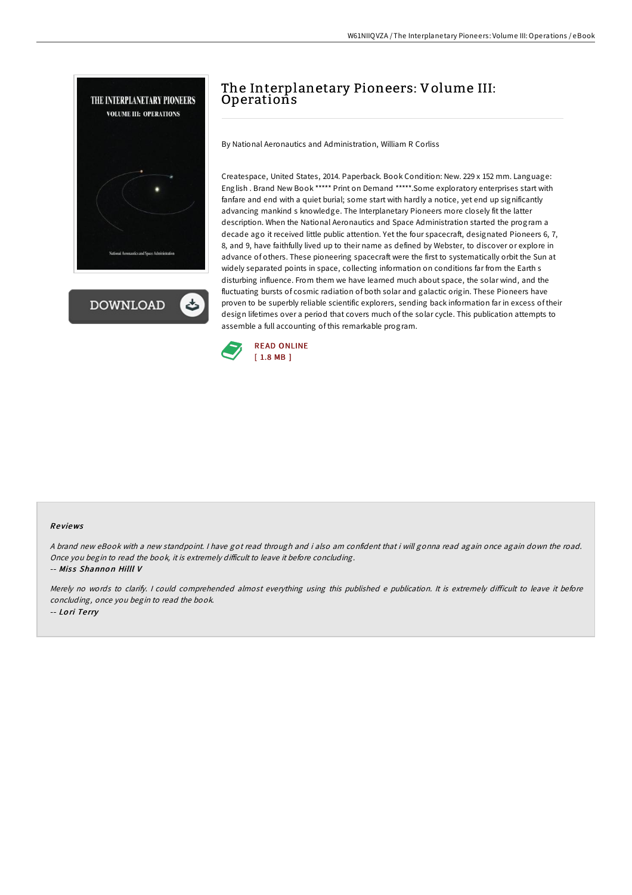# The Interplanetary Pioneers: Volume III: Operations

By National Aeronautics and Administration, William R Corliss

Createspace, United States, 2014. Paperback. Book Condition: New. 229 x 152 mm. Language: English . Brand New Book ***** Print on Demand *****.Some exploratory enterprises start with fanfare and end with a quiet burial; some start with hardly a notice, yet end up significantly advancing mankind s knowledge. The Interplanetary Pioneers more closely fit the latter description. When the National Aeronautics and Space Administration started the program a decade ago it received little public attention. Yet the four spacecraft, designated Pioneers 6, 7, 8, and 9, have faithfully lived up to their name as defined by Webster, to discover or explore in advance of others. These pioneering spacecraft were the first to systematically orbit the Sun at widely separated points in space, collecting information on conditions far from the Earth s disturbing influence. From them we have learned much about space, the solar wind, and the fluctuating bursts of cosmic radiation of both solar and galactic origin. These Pioneers have proven to be superbly reliable scientific explorers, sending back information far in excess of their design lifetimes over a period that covers much of the solar cycle. This publication attempts to assemble a full accounting of this remarkable program.

READ ONLINE
[ 1.8 MB ]

## Reviews

*A brand new eBook with a new standpoint. I have got read through and i also am confident that i will gonna read again once again down the road. Once you begin to read the book, it is extremely difficult to leave it before concluding.*

-- *Miss Shannon Hilll V*

*Merely no words to clarify. I could comprehended almost everything using this published e publication. It is extremely difficult to leave it before concluding, once you begin to read the book.*

-- *Lori Terry*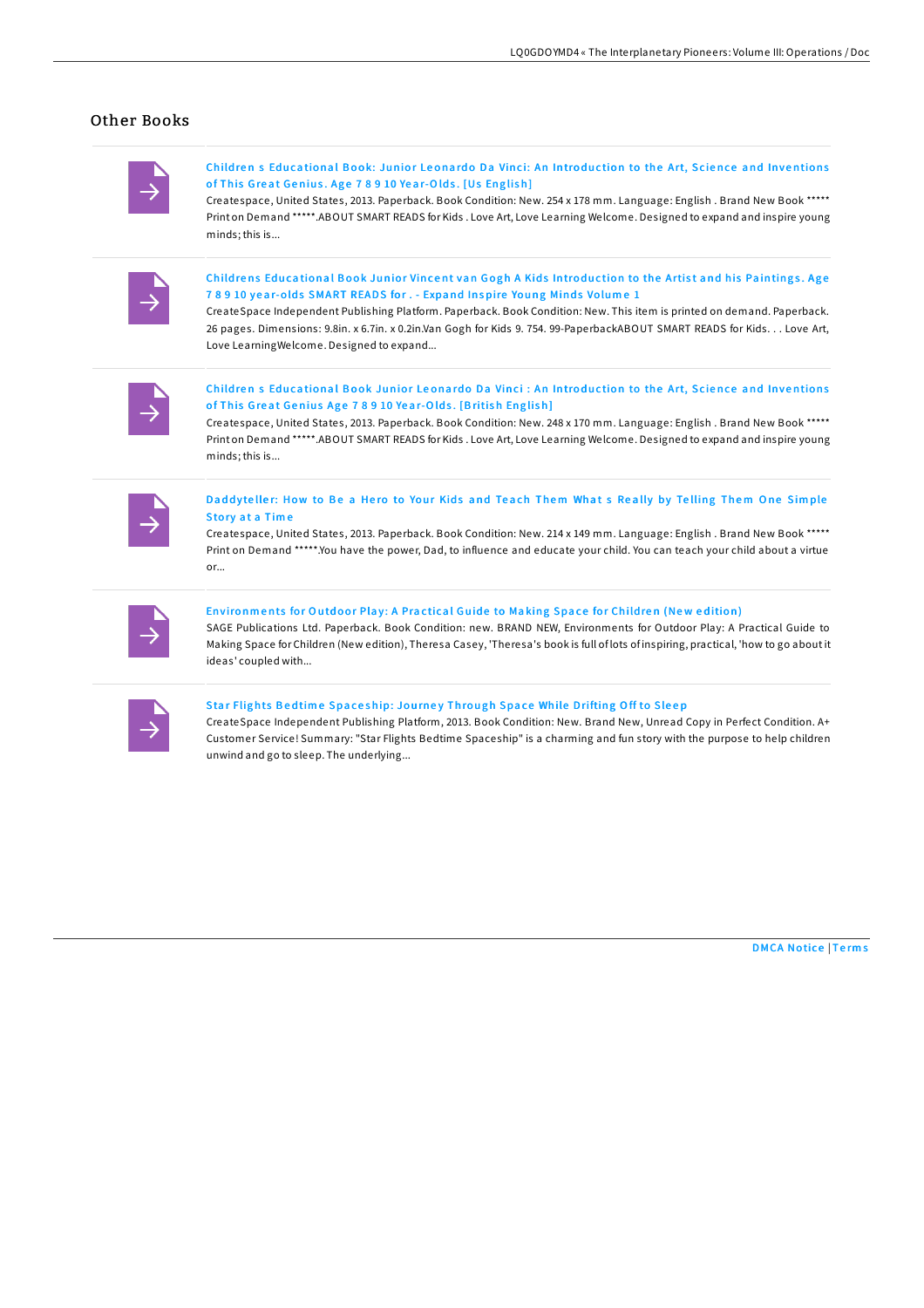## Other Books

**Children s Educational Book: Junior Leonardo Da Vinci: An Introduction to the Art, Science and Inventions of This Great Genius. Age 7 8 9 10 Year-Olds. [Us English]**

Createspace, United States, 2013. Paperback. Book Condition: New. 254 x 178 mm. Language: English . Brand New Book ***** Print on Demand *****.ABOUT SMART READS for Kids . Love Art, Love Learning Welcome. Designed to expand and inspire young minds; this is...

**Childrens Educational Book Junior Vincent van Gogh A Kids Introduction to the Artist and his Paintings. Age 7 8 9 10 year-olds SMART READS for . - Expand Inspire Young Minds Volume 1**

CreateSpace Independent Publishing Platform. Paperback. Book Condition: New. This item is printed on demand. Paperback. 26 pages. Dimensions: 9.8in. x 6.7in. x 0.2in.Van Gogh for Kids 9. 754. 99-PaperbackABOUT SMART READS for Kids. . . Love Art, Love LearningWelcome. Designed to expand...

**Children s Educational Book Junior Leonardo Da Vinci : An Introduction to the Art, Science and Inventions of This Great Genius Age 7 8 9 10 Year-Olds. [British English]**

Createspace, United States, 2013. Paperback. Book Condition: New. 248 x 170 mm. Language: English . Brand New Book ***** Print on Demand *****.ABOUT SMART READS for Kids . Love Art, Love Learning Welcome. Designed to expand and inspire young minds; this is...

**Daddyteller: How to Be a Hero to Your Kids and Teach Them What s Really by Telling Them One Simple Story at a Time**

Createspace, United States, 2013. Paperback. Book Condition: New. 214 x 149 mm. Language: English . Brand New Book ***** Print on Demand *****.You have the power, Dad, to influence and educate your child. You can teach your child about a virtue or...

**Environments for Outdoor Play: A Practical Guide to Making Space for Children (New edition)**

SAGE Publications Ltd. Paperback. Book Condition: new. BRAND NEW, Environments for Outdoor Play: A Practical Guide to Making Space for Children (New edition), Theresa Casey, 'Theresa's book is full of lots of inspiring, practical, 'how to go about it ideas' coupled with...

**Star Flights Bedtime Spaceship: Journey Through Space While Drifting Off to Sleep**

CreateSpace Independent Publishing Platform, 2013. Book Condition: New. Brand New, Unread Copy in Perfect Condition. A+ Customer Service! Summary: "Star Flights Bedtime Spaceship" is a charming and fun story with the purpose to help children unwind and go to sleep. The underlying...